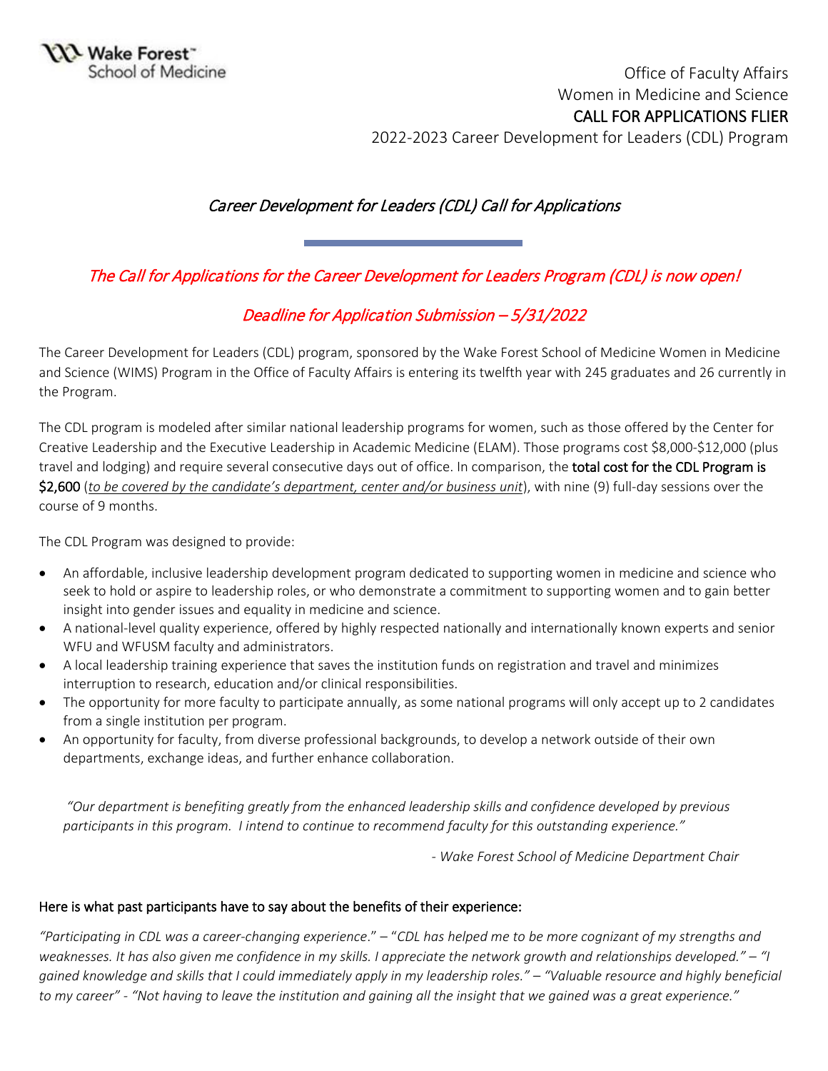Wake Forest School of Medicine

Office of Faculty Affairs
Women in Medicine and Science
CALL FOR APPLICATIONS FLIER
2022-2023 Career Development for Leaders (CDL) Program

## *Career Development for Leaders (CDL) Call for Applications*

### *The Call for Applications for the Career Development for Leaders Program (CDL) is now open!*

### *Deadline for Application Submission – 5/31/2022*

The Career Development for Leaders (CDL) program, sponsored by the Wake Forest School of Medicine Women in Medicine and Science (WIMS) Program in the Office of Faculty Affairs is entering its twelfth year with 245 graduates and 26 currently in the Program.

The CDL program is modeled after similar national leadership programs for women, such as those offered by the Center for Creative Leadership and the Executive Leadership in Academic Medicine (ELAM). Those programs cost $8,000-$12,000 (plus travel and lodging) and require several consecutive days out of office. In comparison, the **total cost for the CDL Program is $2,600** (*to be covered by the candidate's department, center and/or business unit*), with nine (9) full-day sessions over the course of 9 months.

The CDL Program was designed to provide:

- An affordable, inclusive leadership development program dedicated to supporting women in medicine and science who seek to hold or aspire to leadership roles, or who demonstrate a commitment to supporting women and to gain better insight into gender issues and equality in medicine and science.
- A national-level quality experience, offered by highly respected nationally and internationally known experts and senior WFU and WFUSM faculty and administrators.
- A local leadership training experience that saves the institution funds on registration and travel and minimizes interruption to research, education and/or clinical responsibilities.
- The opportunity for more faculty to participate annually, as some national programs will only accept up to 2 candidates from a single institution per program.
- An opportunity for faculty, from diverse professional backgrounds, to develop a network outside of their own departments, exchange ideas, and further enhance collaboration.

> *"Our department is benefiting greatly from the enhanced leadership skills and confidence developed by previous participants in this program. I intend to continue to recommend faculty for this outstanding experience."*
>
> *- Wake Forest School of Medicine Department Chair*

Here is what past participants have to say about the benefits of their experience:

*"Participating in CDL was a career-changing experience." – "CDL has helped me to be more cognizant of my strengths and weaknesses. It has also given me confidence in my skills. I appreciate the network growth and relationships developed." – "I gained knowledge and skills that I could immediately apply in my leadership roles." – "Valuable resource and highly beneficial to my career" - "Not having to leave the institution and gaining all the insight that we gained was a great experience."*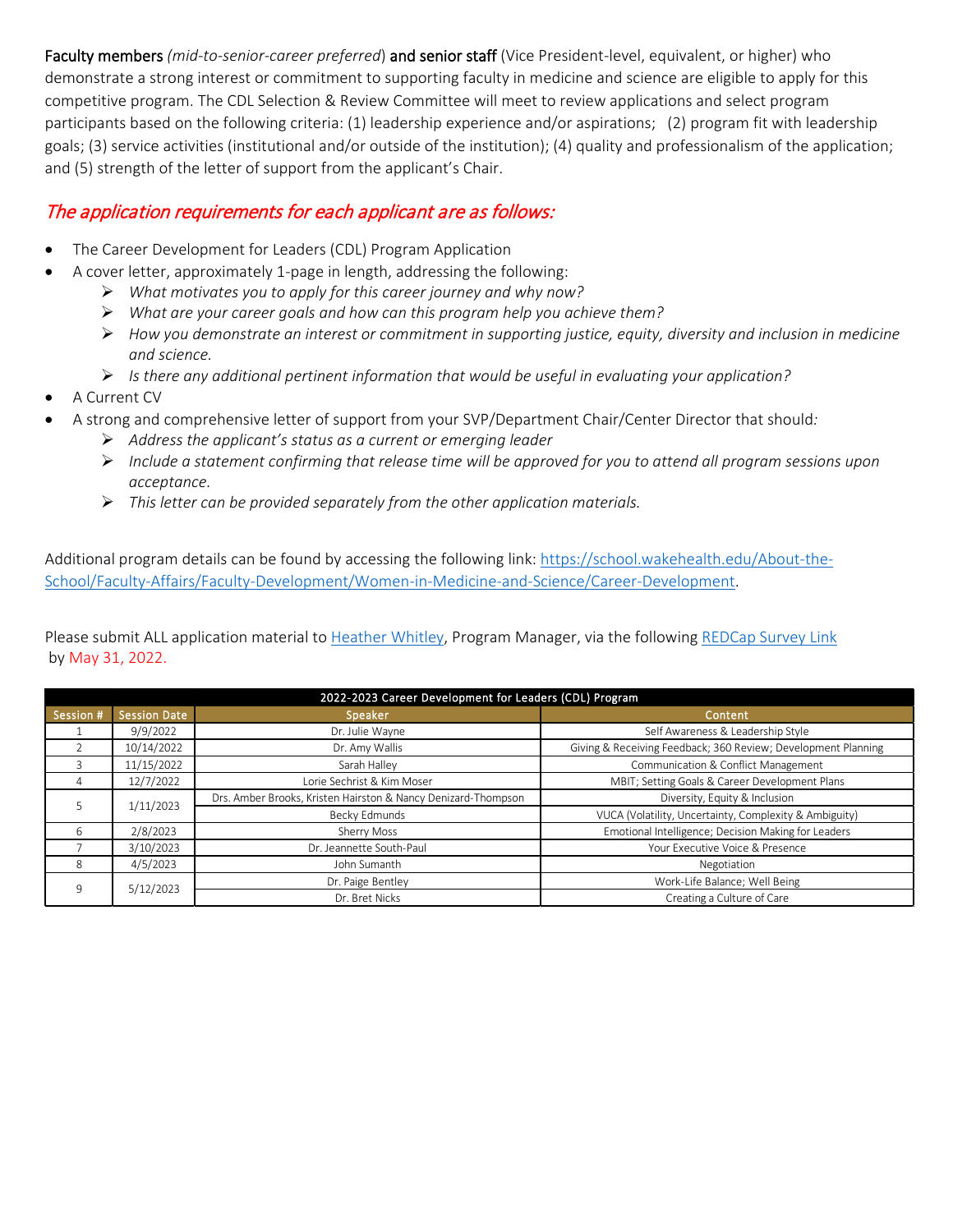**Faculty members** *(mid-to-senior-career preferred)* **and senior staff** (Vice President-level, equivalent, or higher) who demonstrate a strong interest or commitment to supporting faculty in medicine and science are eligible to apply for this competitive program. The CDL Selection & Review Committee will meet to review applications and select program participants based on the following criteria: (1) leadership experience and/or aspirations; (2) program fit with leadership goals; (3) service activities (institutional and/or outside of the institution); (4) quality and professionalism of the application; and (5) strength of the letter of support from the applicant's Chair.

## *The application requirements for each applicant are as follows:*

- The Career Development for Leaders (CDL) Program Application
- A cover letter, approximately 1-page in length, addressing the following:
  - *What motivates you to apply for this career journey and why now?*
  - *What are your career goals and how can this program help you achieve them?*
  - *How you demonstrate an interest or commitment in supporting justice, equity, diversity and inclusion in medicine and science.*
  - *Is there any additional pertinent information that would be useful in evaluating your application?*
- A Current CV
- A strong and comprehensive letter of support from your SVP/Department Chair/Center Director that should:
  - *Address the applicant's status as a current or emerging leader*
  - *Include a statement confirming that release time will be approved for you to attend all program sessions upon acceptance.*
  - *This letter can be provided separately from the other application materials.*

Additional program details can be found by accessing the following link: [https://school.wakehealth.edu/About-the-School/Faculty-Affairs/Faculty-Development/Women-in-Medicine-and-Science/Career-Development](https://school.wakehealth.edu/About-the-School/Faculty-Affairs/Faculty-Development/Women-in-Medicine-and-Science/Career-Development).

Please submit ALL application material to Heather Whitley, Program Manager, via the following REDCap Survey Link by May 31, 2022.

| 2022-2023 Career Development for Leaders (CDL) Program | | | |
|---|---|---|---|
| Session # | Session Date | Speaker | Content |
| 1 | 9/9/2022 | Dr. Julie Wayne | Self Awareness & Leadership Style |
| 2 | 10/14/2022 | Dr. Amy Wallis | Giving & Receiving Feedback; 360 Review; Development Planning |
| 3 | 11/15/2022 | Sarah Halley | Communication & Conflict Management |
| 4 | 12/7/2022 | Lorie Sechrist & Kim Moser | MBIT; Setting Goals & Career Development Plans |
| 5 | 1/11/2023 | Drs. Amber Brooks, Kristen Hairston & Nancy Denizard-Thompson | Diversity, Equity & Inclusion |
| | | Becky Edmunds | VUCA (Volatility, Uncertainty, Complexity & Ambiguity) |
| 6 | 2/8/2023 | Sherry Moss | Emotional Intelligence; Decision Making for Leaders |
| 7 | 3/10/2023 | Dr. Jeannette South-Paul | Your Executive Voice & Presence |
| 8 | 4/5/2023 | John Sumanth | Negotiation |
| 9 | 5/12/2023 | Dr. Paige Bentley | Work-Life Balance; Well Being |
| | | Dr. Bret Nicks | Creating a Culture of Care |